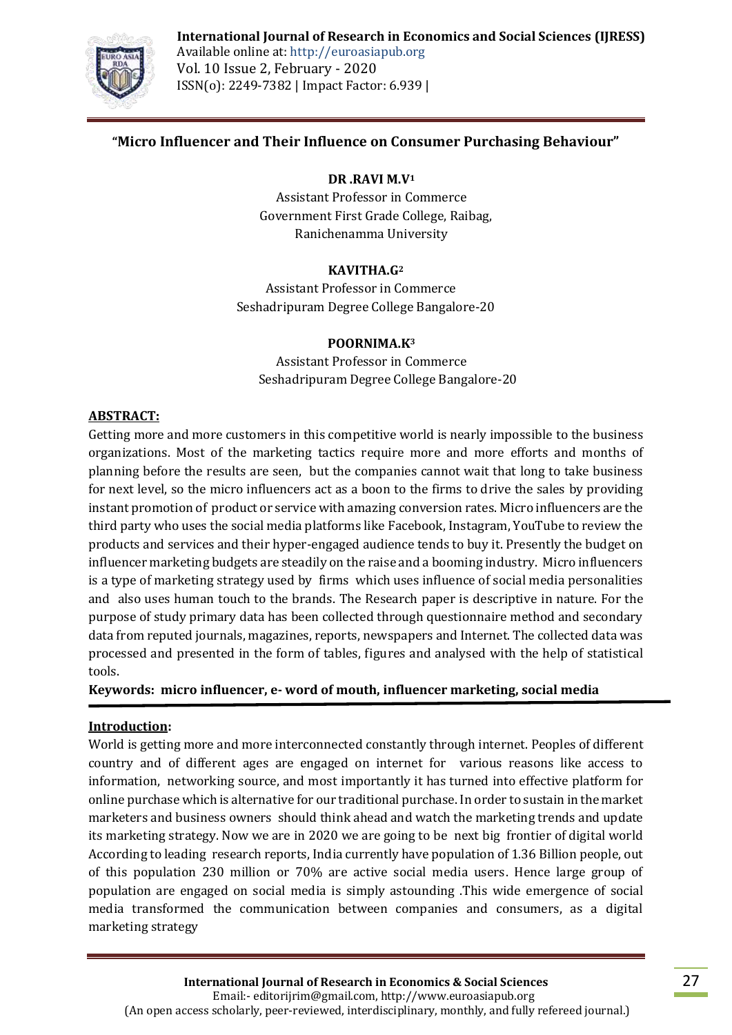# "Micro Influencer and Their Influence on Consumer Purchasing Behaviour"

**DR .RAVI M.V[1]**
Assistant Professor in Commerce
Government First Grade College, Raibag,
Ranichenamma University

**KAVITHA.G[2]**
Assistant Professor in Commerce
Seshadripuram Degree College Bangalore-20

**POORNIMA.K[3]**
Assistant Professor in Commerce
Seshadripuram Degree College Bangalore-20

## ABSTRACT:

Getting more and more customers in this competitive world is nearly impossible to the business organizations. Most of the marketing tactics require more and more efforts and months of planning before the results are seen, but the companies cannot wait that long to take business for next level, so the micro influencers act as a boon to the firms to drive the sales by providing instant promotion of product or service with amazing conversion rates. Micro influencers are the third party who uses the social media platforms like Facebook, Instagram, YouTube to review the products and services and their hyper-engaged audience tends to buy it. Presently the budget on influencer marketing budgets are steadily on the raise and a booming industry. Micro influencers is a type of marketing strategy used by firms which uses influence of social media personalities and also uses human touch to the brands. The Research paper is descriptive in nature. For the purpose of study primary data has been collected through questionnaire method and secondary data from reputed journals, magazines, reports, newspapers and Internet. The collected data was processed and presented in the form of tables, figures and analysed with the help of statistical tools.

**Keywords: micro influencer, e- word of mouth, influencer marketing, social media**

## Introduction:

World is getting more and more interconnected constantly through internet. Peoples of different country and of different ages are engaged on internet for various reasons like access to information, networking source, and most importantly it has turned into effective platform for online purchase which is alternative for our traditional purchase. In order to sustain in the market marketers and business owners should think ahead and watch the marketing trends and update its marketing strategy. Now we are in 2020 we are going to be next big frontier of digital world According to leading research reports, India currently have population of 1.36 Billion people, out of this population 230 million or 70% are active social media users. Hence large group of population are engaged on social media is simply astounding .This wide emergence of social media transformed the communication between companies and consumers, as a digital marketing strategy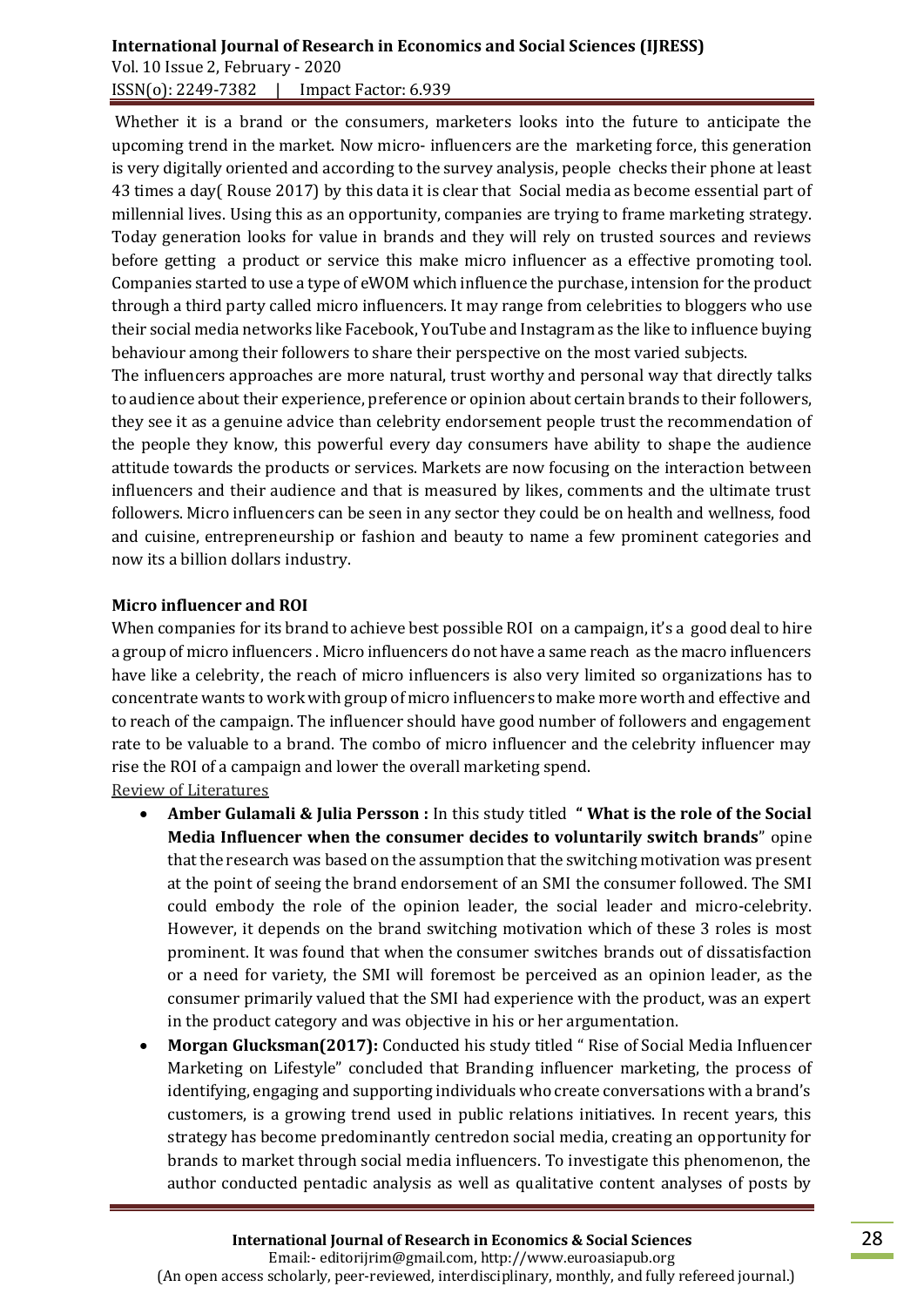Whether it is a brand or the consumers, marketers looks into the future to anticipate the upcoming trend in the market. Now micro- influencers are the marketing force, this generation is very digitally oriented and according to the survey analysis, people checks their phone at least 43 times a day( Rouse 2017) by this data it is clear that Social media as become essential part of millennial lives. Using this as an opportunity, companies are trying to frame marketing strategy. Today generation looks for value in brands and they will rely on trusted sources and reviews before getting a product or service this make micro influencer as a effective promoting tool. Companies started to use a type of eWOM which influence the purchase, intension for the product through a third party called micro influencers. It may range from celebrities to bloggers who use their social media networks like Facebook, YouTube and Instagram as the like to influence buying behaviour among their followers to share their perspective on the most varied subjects.

The influencers approaches are more natural, trust worthy and personal way that directly talks to audience about their experience, preference or opinion about certain brands to their followers, they see it as a genuine advice than celebrity endorsement people trust the recommendation of the people they know, this powerful every day consumers have ability to shape the audience attitude towards the products or services. Markets are now focusing on the interaction between influencers and their audience and that is measured by likes, comments and the ultimate trust followers. Micro influencers can be seen in any sector they could be on health and wellness, food and cuisine, entrepreneurship or fashion and beauty to name a few prominent categories and now its a billion dollars industry.

**Micro influencer and ROI**

When companies for its brand to achieve best possible ROI on a campaign, it's a good deal to hire a group of micro influencers . Micro influencers do not have a same reach as the macro influencers have like a celebrity, the reach of micro influencers is also very limited so organizations has to concentrate wants to work with group of micro influencers to make more worth and effective and to reach of the campaign. The influencer should have good number of followers and engagement rate to be valuable to a brand. The combo of micro influencer and the celebrity influencer may rise the ROI of a campaign and lower the overall marketing spend.

Review of Literatures

- **Amber Gulamali & Julia Persson :** In this study titled **" What is the role of the Social Media Influencer when the consumer decides to voluntarily switch brands**" opine that the research was based on the assumption that the switching motivation was present at the point of seeing the brand endorsement of an SMI the consumer followed. The SMI could embody the role of the opinion leader, the social leader and micro-celebrity. However, it depends on the brand switching motivation which of these 3 roles is most prominent. It was found that when the consumer switches brands out of dissatisfaction or a need for variety, the SMI will foremost be perceived as an opinion leader, as the consumer primarily valued that the SMI had experience with the product, was an expert in the product category and was objective in his or her argumentation.
- **Morgan Glucksman(2017):** Conducted his study titled " Rise of Social Media Influencer Marketing on Lifestyle" concluded that Branding influencer marketing, the process of identifying, engaging and supporting individuals who create conversations with a brand's customers, is a growing trend used in public relations initiatives. In recent years, this strategy has become predominantly centredon social media, creating an opportunity for brands to market through social media influencers. To investigate this phenomenon, the author conducted pentadic analysis as well as qualitative content analyses of posts by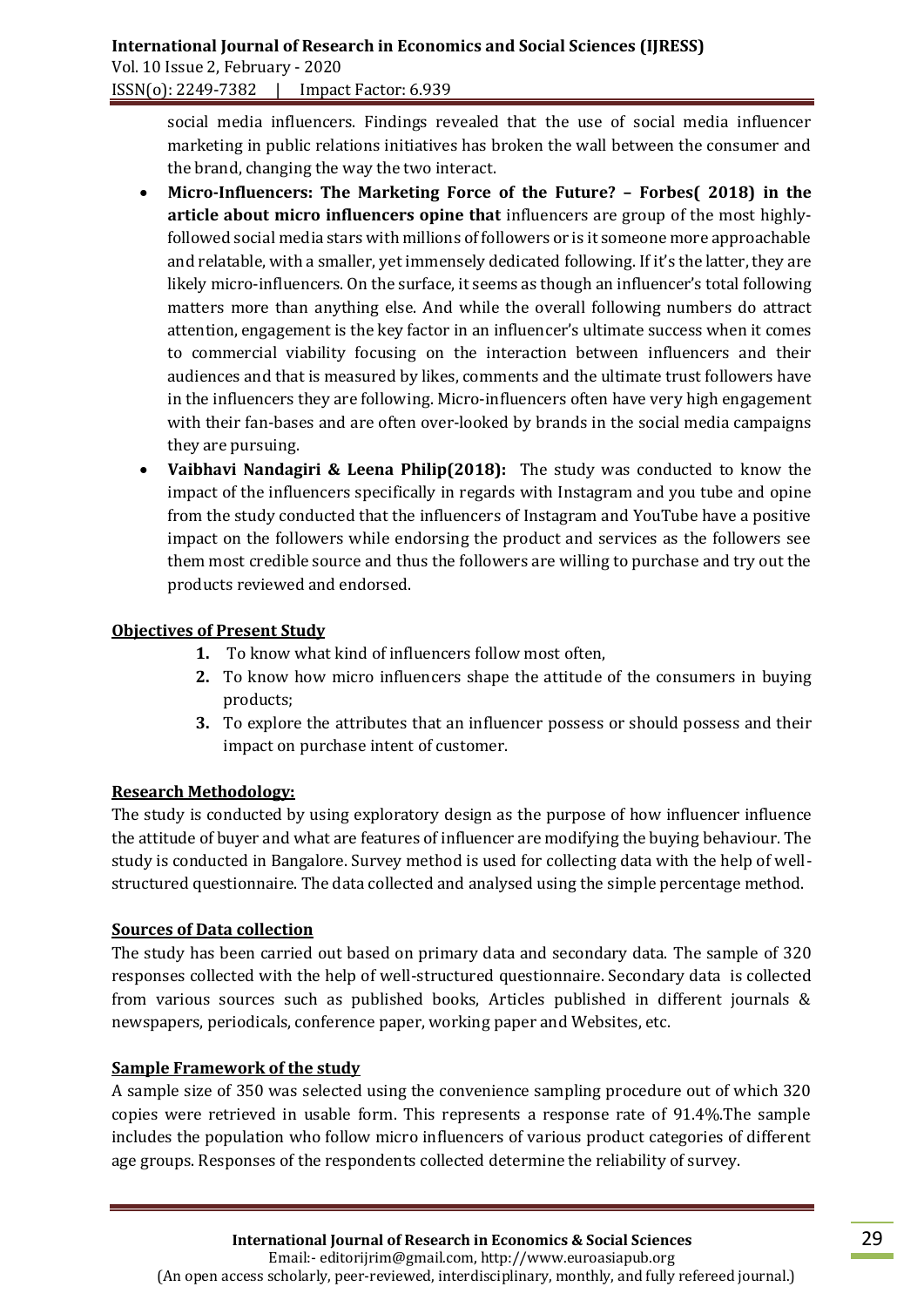social media influencers. Findings revealed that the use of social media influencer marketing in public relations initiatives has broken the wall between the consumer and the brand, changing the way the two interact.

- **Micro-Influencers: The Marketing Force of the Future? – Forbes( 2018) in the article about micro influencers opine that** influencers are group of the most highly-followed social media stars with millions of followers or is it someone more approachable and relatable, with a smaller, yet immensely dedicated following. If it's the latter, they are likely micro-influencers. On the surface, it seems as though an influencer's total following matters more than anything else. And while the overall following numbers do attract attention, engagement is the key factor in an influencer's ultimate success when it comes to commercial viability focusing on the interaction between influencers and their audiences and that is measured by likes, comments and the ultimate trust followers have in the influencers they are following. Micro-influencers often have very high engagement with their fan-bases and are often over-looked by brands in the social media campaigns they are pursuing.
- **Vaibhavi Nandagiri & Leena Philip(2018):** The study was conducted to know the impact of the influencers specifically in regards with Instagram and you tube and opine from the study conducted that the influencers of Instagram and YouTube have a positive impact on the followers while endorsing the product and services as the followers see them most credible source and thus the followers are willing to purchase and try out the products reviewed and endorsed.

## Objectives of Present Study

1. To know what kind of influencers follow most often,
2. To know how micro influencers shape the attitude of the consumers in buying products;
3. To explore the attributes that an influencer possess or should possess and their impact on purchase intent of customer.

## Research Methodology:

The study is conducted by using exploratory design as the purpose of how influencer influence the attitude of buyer and what are features of influencer are modifying the buying behaviour. The study is conducted in Bangalore. Survey method is used for collecting data with the help of well-structured questionnaire. The data collected and analysed using the simple percentage method.

## Sources of Data collection

The study has been carried out based on primary data and secondary data. The sample of 320 responses collected with the help of well-structured questionnaire. Secondary data is collected from various sources such as published books, Articles published in different journals & newspapers, periodicals, conference paper, working paper and Websites, etc.

## Sample Framework of the study

A sample size of 350 was selected using the convenience sampling procedure out of which 320 copies were retrieved in usable form. This represents a response rate of 91.4%.The sample includes the population who follow micro influencers of various product categories of different age groups. Responses of the respondents collected determine the reliability of survey.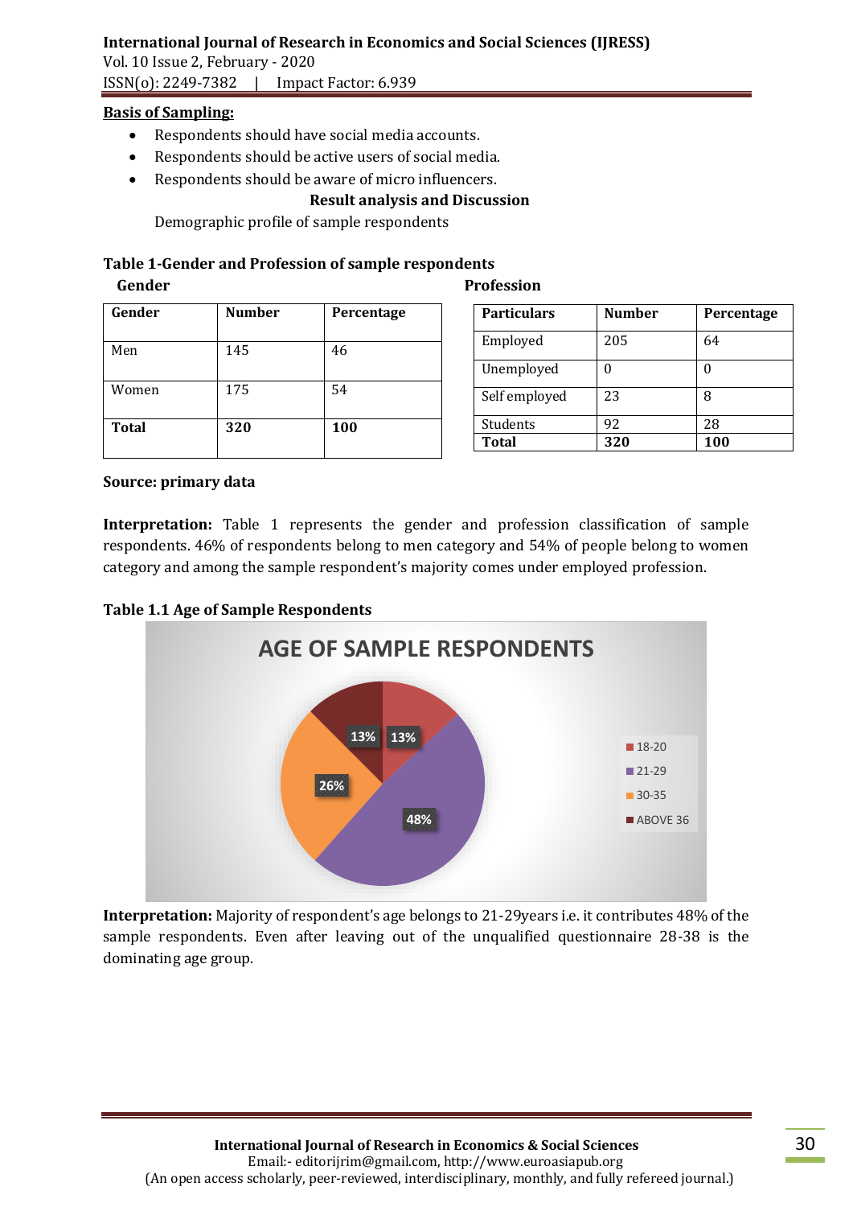**Basis of Sampling:**

- Respondents should have social media accounts.
- Respondents should be active users of social media.
- Respondents should be aware of micro influencers.

**Result analysis and Discussion**

Demographic profile of sample respondents

**Table 1-Gender and Profession of sample respondents**

**Gender**

| Gender | Number | Percentage |
|---|---|---|
| Men | 145 | 46 |
| Women | 175 | 54 |
| **Total** | **320** | **100** |

**Profession**

| Particulars | Number | Percentage |
|---|---|---|
| Employed | 205 | 64 |
| Unemployed | 0 | 0 |
| Self employed | 23 | 8 |
| Students | 92 | 28 |
| **Total** | **320** | **100** |

**Source: primary data**

**Interpretation:** Table 1 represents the gender and profession classification of sample respondents. 46% of respondents belong to men category and 54% of people belong to women category and among the sample respondent's majority comes under employed profession.

**Table 1.1 Age of Sample Respondents**

AGE OF SAMPLE RESPONDENTS

| Age group | Percentage |
|---|---|
| 18-20 | 13% |
| 21-29 | 48% |
| 30-35 | 26% |
| ABOVE 36 | 13% |

**Interpretation:** Majority of respondent's age belongs to 21-29years i.e. it contributes 48% of the sample respondents. Even after leaving out of the unqualified questionnaire 28-38 is the dominating age group.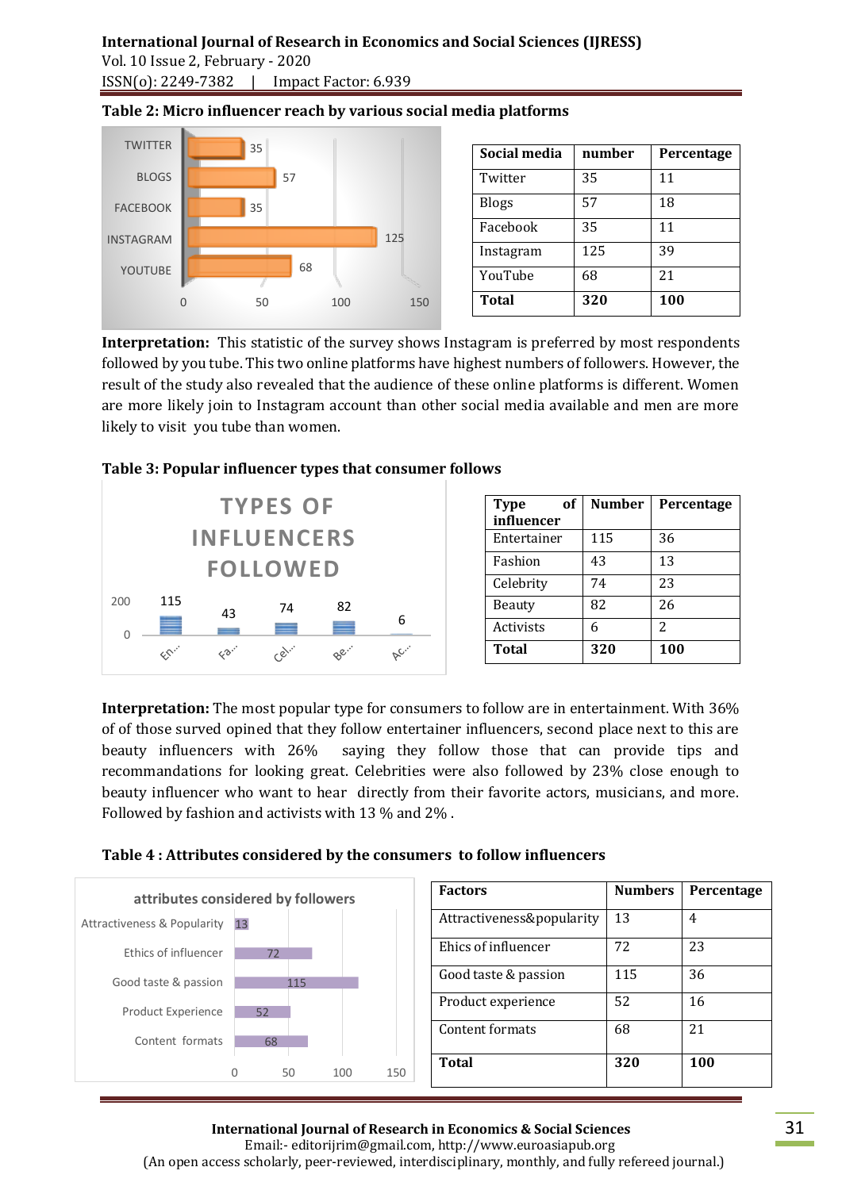**Table 2: Micro influencer reach by various social media platforms**

| Social media | number | Percentage |
|---|---|---|
| Twitter | 35 | 11 |
| Blogs | 57 | 18 |
| Facebook | 35 | 11 |
| Instagram | 125 | 39 |
| YouTube | 68 | 21 |
| **Total** | **320** | **100** |

**Interpretation:** This statistic of the survey shows Instagram is preferred by most respondents followed by you tube. This two online platforms have highest numbers of followers. However, the result of the study also revealed that the audience of these online platforms is different. Women are more likely join to Instagram account than other social media available and men are more likely to visit you tube than women.

**Table 3: Popular influencer types that consumer follows**

| Type of influencer | Number | Percentage |
|---|---|---|
| Entertainer | 115 | 36 |
| Fashion | 43 | 13 |
| Celebrity | 74 | 23 |
| Beauty | 82 | 26 |
| Activists | 6 | 2 |
| **Total** | **320** | **100** |

**Interpretation:** The most popular type for consumers to follow are in entertainment. With 36% of of those surved opined that they follow entertainer influencers, second place next to this are beauty influencers with 26% saying they follow those that can provide tips and recommandations for looking great. Celebrities were also followed by 23% close enough to beauty influencer who want to hear directly from their favorite actors, musicians, and more. Followed by fashion and activists with 13 % and 2% .

**Table 4 : Attributes considered by the consumers to follow influencers**

| Factors | Numbers | Percentage |
|---|---|---|
| Attractiveness&popularity | 13 | 4 |
| Ehics of influencer | 72 | 23 |
| Good taste & passion | 115 | 36 |
| Product experience | 52 | 16 |
| Content formats | 68 | 21 |
| **Total** | **320** | **100** |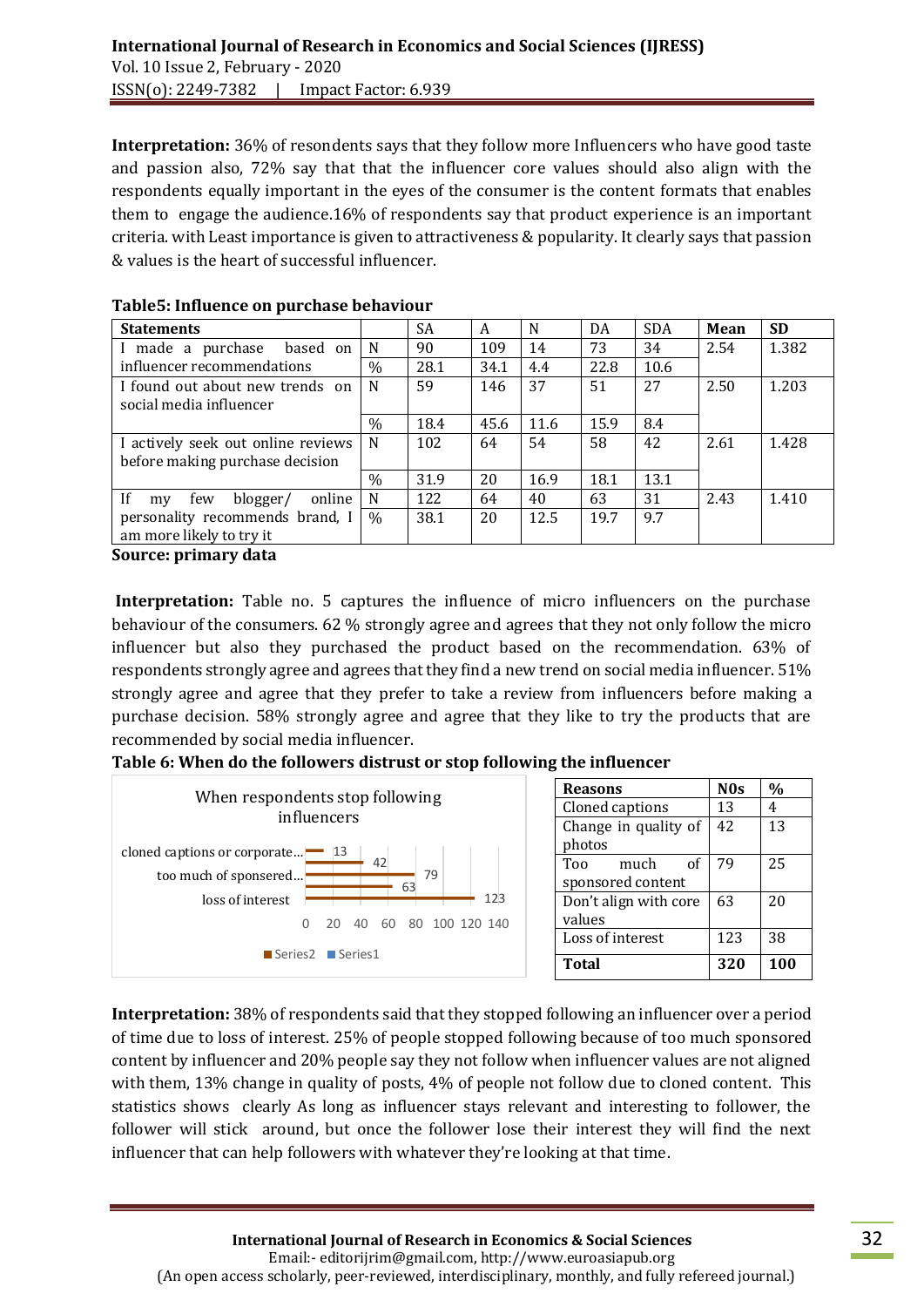**Interpretation:** 36% of resondents says that they follow more Influencers who have good taste and passion also, 72% say that that the influencer core values should also align with the respondents equally important in the eyes of the consumer is the content formats that enables them to engage the audience.16% of respondents say that product experience is an important criteria. with Least importance is given to attractiveness & popularity. It clearly says that passion & values is the heart of successful influencer.

**Table5: Influence on purchase behaviour**

| Statements | | SA | A | N | DA | SDA | Mean | SD |
|---|---|---|---|---|---|---|---|---|
| I made a purchase based on influencer recommendations | N | 90 | 109 | 14 | 73 | 34 | 2.54 | 1.382 |
| | % | 28.1 | 34.1 | 4.4 | 22.8 | 10.6 | | |
| I found out about new trends on social media influencer | N | 59 | 146 | 37 | 51 | 27 | 2.50 | 1.203 |
| | % | 18.4 | 45.6 | 11.6 | 15.9 | 8.4 | | |
| I actively seek out online reviews before making purchase decision | N | 102 | 64 | 54 | 58 | 42 | 2.61 | 1.428 |
| | % | 31.9 | 20 | 16.9 | 18.1 | 13.1 | | |
| If my few blogger/ online personality recommends brand, I am more likely to try it | N | 122 | 64 | 40 | 63 | 31 | 2.43 | 1.410 |
| | % | 38.1 | 20 | 12.5 | 19.7 | 9.7 | | |

**Source: primary data**

**Interpretation:** Table no. 5 captures the influence of micro influencers on the purchase behaviour of the consumers. 62 % strongly agree and agrees that they not only follow the micro influencer but also they purchased the product based on the recommendation. 63% of respondents strongly agree and agrees that they find a new trend on social media influencer. 51% strongly agree and agree that they prefer to take a review from influencers before making a purchase decision. 58% strongly agree and agree that they like to try the products that are recommended by social media influencer.

**Table 6: When do the followers distrust or stop following the influencer**

When respondents stop following influencers

| Category | Value |
|---|---|
| cloned captions or corporate... | 13 |
| | 42 |
| too much of sponsored... | 79 |
| | 63 |
| loss of interest | 123 |

Series2 Series1

| Reasons | N0s | % |
|---|---|---|
| Cloned captions | 13 | 4 |
| Change in quality of photos | 42 | 13 |
| Too much of sponsored content | 79 | 25 |
| Don't align with core values | 63 | 20 |
| Loss of interest | 123 | 38 |
| **Total** | **320** | **100** |

**Interpretation:** 38% of respondents said that they stopped following an influencer over a period of time due to loss of interest. 25% of people stopped following because of too much sponsored content by influencer and 20% people say they not follow when influencer values are not aligned with them, 13% change in quality of posts, 4% of people not follow due to cloned content. This statistics shows clearly As long as influencer stays relevant and interesting to follower, the follower will stick around, but once the follower lose their interest they will find the next influencer that can help followers with whatever they're looking at that time.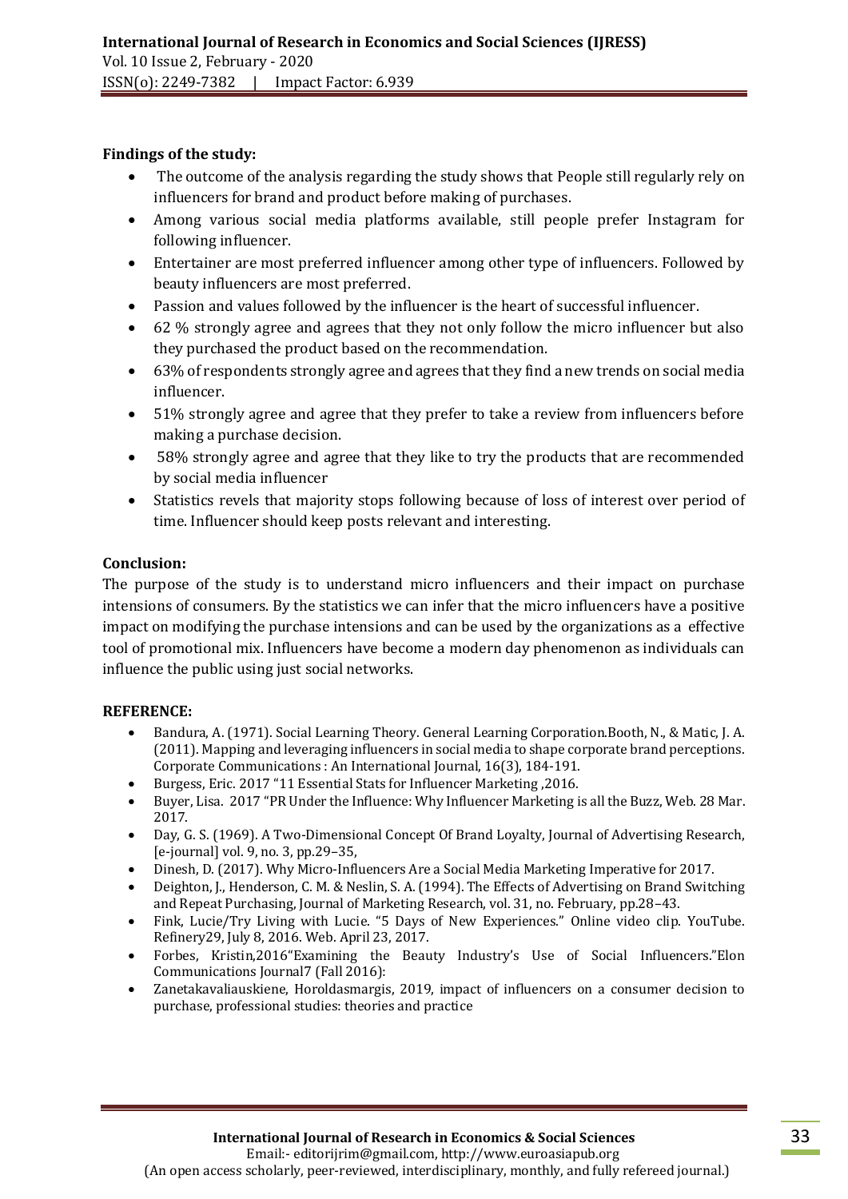**Findings of the study:**

- The outcome of the analysis regarding the study shows that People still regularly rely on influencers for brand and product before making of purchases.
- Among various social media platforms available, still people prefer Instagram for following influencer.
- Entertainer are most preferred influencer among other type of influencers. Followed by beauty influencers are most preferred.
- Passion and values followed by the influencer is the heart of successful influencer.
- 62 % strongly agree and agrees that they not only follow the micro influencer but also they purchased the product based on the recommendation.
- 63% of respondents strongly agree and agrees that they find a new trends on social media influencer.
- 51% strongly agree and agree that they prefer to take a review from influencers before making a purchase decision.
- 58% strongly agree and agree that they like to try the products that are recommended by social media influencer
- Statistics revels that majority stops following because of loss of interest over period of time. Influencer should keep posts relevant and interesting.

**Conclusion:**

The purpose of the study is to understand micro influencers and their impact on purchase intensions of consumers. By the statistics we can infer that the micro influencers have a positive impact on modifying the purchase intensions and can be used by the organizations as a effective tool of promotional mix. Influencers have become a modern day phenomenon as individuals can influence the public using just social networks.

**REFERENCE:**

- Bandura, A. (1971). Social Learning Theory. General Learning Corporation.Booth, N., & Matic, J. A. (2011). Mapping and leveraging influencers in social media to shape corporate brand perceptions. Corporate Communications : An International Journal, 16(3), 184-191.
- Burgess, Eric. 2017 "11 Essential Stats for Influencer Marketing ,2016.
- Buyer, Lisa. 2017 "PR Under the Influence: Why Influencer Marketing is all the Buzz, Web. 28 Mar. 2017.
- Day, G. S. (1969). A Two-Dimensional Concept Of Brand Loyalty, Journal of Advertising Research, [e-journal] vol. 9, no. 3, pp.29–35,
- Dinesh, D. (2017). Why Micro-Influencers Are a Social Media Marketing Imperative for 2017.
- Deighton, J., Henderson, C. M. & Neslin, S. A. (1994). The Effects of Advertising on Brand Switching and Repeat Purchasing, Journal of Marketing Research, vol. 31, no. February, pp.28–43.
- Fink, Lucie/Try Living with Lucie. "5 Days of New Experiences." Online video clip. YouTube. Refinery29, July 8, 2016. Web. April 23, 2017.
- Forbes, Kristin,2016"Examining the Beauty Industry's Use of Social Influencers."Elon Communications Journal7 (Fall 2016):
- Zanetakavaliauskiene, Horoldasmargis, 2019, impact of influencers on a consumer decision to purchase, professional studies: theories and practice